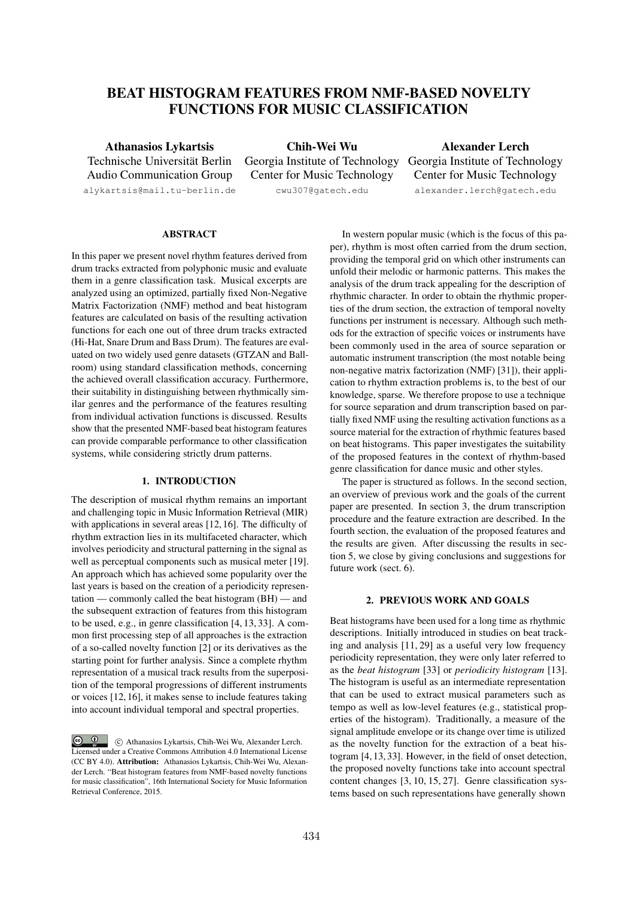# BEAT HISTOGRAM FEATURES FROM NMF-BASED NOVELTY FUNCTIONS FOR MUSIC CLASSIFICATION

**Athanasios Lykartsis**
Technische Universität Berlin
Audio Communication Group
alykartsis@mail.tu-berlin.de

**Chih-Wei Wu**
Georgia Institute of Technology
Center for Music Technology
cwu307@gatech.edu

**Alexander Lerch**
Georgia Institute of Technology
Center for Music Technology
alexander.lerch@gatech.edu

## ABSTRACT

In this paper we present novel rhythm features derived from drum tracks extracted from polyphonic music and evaluate them in a genre classification task. Musical excerpts are analyzed using an optimized, partially fixed Non-Negative Matrix Factorization (NMF) method and beat histogram features are calculated on basis of the resulting activation functions for each one out of three drum tracks extracted (Hi-Hat, Snare Drum and Bass Drum). The features are evaluated on two widely used genre datasets (GTZAN and Ballroom) using standard classification methods, concerning the achieved overall classification accuracy. Furthermore, their suitability in distinguishing between rhythmically similar genres and the performance of the features resulting from individual activation functions is discussed. Results show that the presented NMF-based beat histogram features can provide comparable performance to other classification systems, while considering strictly drum patterns.

## 1. INTRODUCTION

The description of musical rhythm remains an important and challenging topic in Music Information Retrieval (MIR) with applications in several areas [12, 16]. The difficulty of rhythm extraction lies in its multifaceted character, which involves periodicity and structural patterning in the signal as well as perceptual components such as musical meter [19]. An approach which has achieved some popularity over the last years is based on the creation of a periodicity representation — commonly called the beat histogram (BH) — and the subsequent extraction of features from this histogram to be used, e.g., in genre classification [4, 13, 33]. A common first processing step of all approaches is the extraction of a so-called novelty function [2] or its derivatives as the starting point for further analysis. Since a complete rhythm representation of a musical track results from the superposition of the temporal progressions of different instruments or voices [12, 16], it makes sense to include features taking into account individual temporal and spectral properties.

© Athanasios Lykartsis, Chih-Wei Wu, Alexander Lerch. Licensed under a Creative Commons Attribution 4.0 International License (CC BY 4.0). **Attribution:** Athanasios Lykartsis, Chih-Wei Wu, Alexander Lerch. "Beat histogram features from NMF-based novelty functions for music classification", 16th International Society for Music Information Retrieval Conference, 2015.

In western popular music (which is the focus of this paper), rhythm is most often carried from the drum section, providing the temporal grid on which other instruments can unfold their melodic or harmonic patterns. This makes the analysis of the drum track appealing for the description of rhythmic character. In order to obtain the rhythmic properties of the drum section, the extraction of temporal novelty functions per instrument is necessary. Although such methods for the extraction of specific voices or instruments have been commonly used in the area of source separation or automatic instrument transcription (the most notable being non-negative matrix factorization (NMF) [31]), their application to rhythm extraction problems is, to the best of our knowledge, sparse. We therefore propose to use a technique for source separation and drum transcription based on partially fixed NMF using the resulting activation functions as a source material for the extraction of rhythmic features based on beat histograms. This paper investigates the suitability of the proposed features in the context of rhythm-based genre classification for dance music and other styles.

The paper is structured as follows. In the second section, an overview of previous work and the goals of the current paper are presented. In section 3, the drum transcription procedure and the feature extraction are described. In the fourth section, the evaluation of the proposed features and the results are given. After discussing the results in section 5, we close by giving conclusions and suggestions for future work (sect. 6).

## 2. PREVIOUS WORK AND GOALS

Beat histograms have been used for a long time as rhythmic descriptions. Initially introduced in studies on beat tracking and analysis [11, 29] as a useful very low frequency periodicity representation, they were only later referred to as the *beat histogram* [33] or *periodicity histogram* [13]. The histogram is useful as an intermediate representation that can be used to extract musical parameters such as tempo as well as low-level features (e.g., statistical properties of the histogram). Traditionally, a measure of the signal amplitude envelope or its change over time is utilized as the novelty function for the extraction of a beat histogram [4, 13, 33]. However, in the field of onset detection, the proposed novelty functions take into account spectral content changes [3, 10, 15, 27]. Genre classification systems based on such representations have generally shown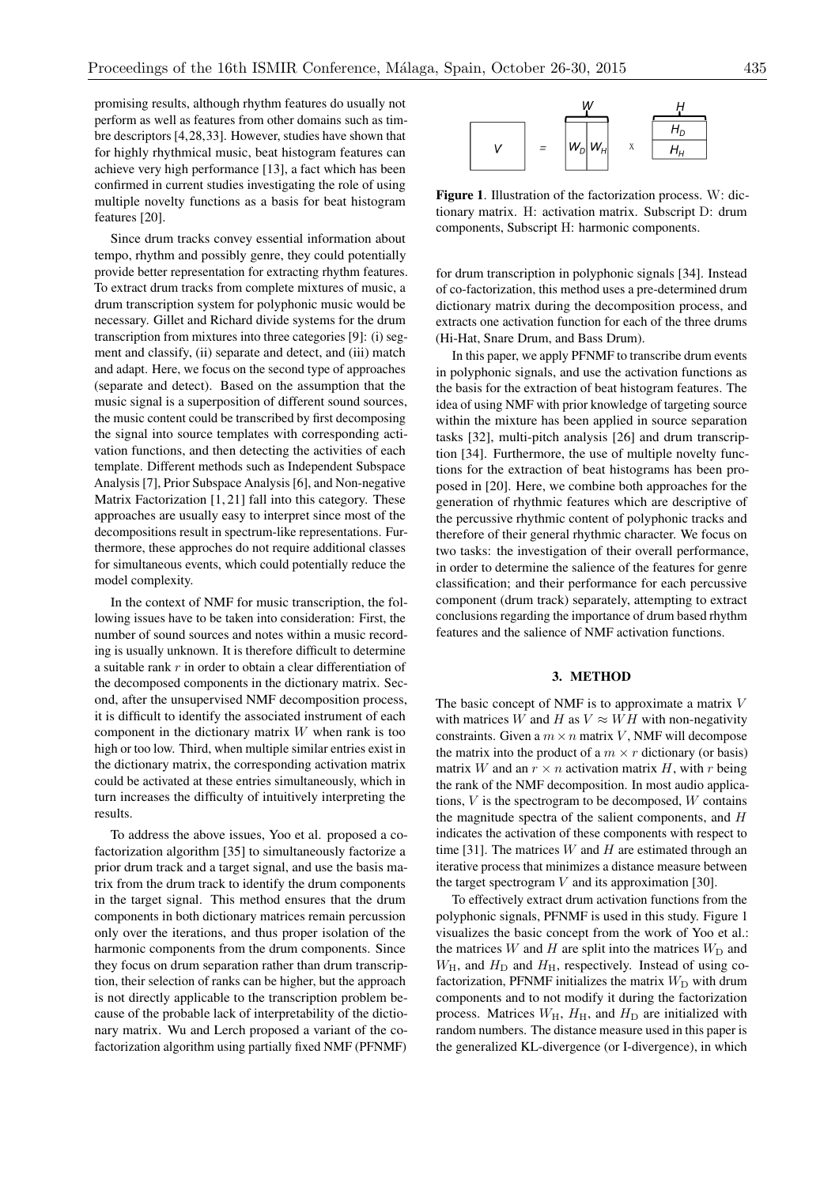promising results, although rhythm features do usually not perform as well as features from other domains such as timbre descriptors [4,28,33]. However, studies have shown that for highly rhythmical music, beat histogram features can achieve very high performance [13], a fact which has been confirmed in current studies investigating the role of using multiple novelty functions as a basis for beat histogram features [20].

Since drum tracks convey essential information about tempo, rhythm and possibly genre, they could potentially provide better representation for extracting rhythm features. To extract drum tracks from complete mixtures of music, a drum transcription system for polyphonic music would be necessary. Gillet and Richard divide systems for the drum transcription from mixtures into three categories [9]: (i) segment and classify, (ii) separate and detect, and (iii) match and adapt. Here, we focus on the second type of approaches (separate and detect). Based on the assumption that the music signal is a superposition of different sound sources, the music content could be transcribed by first decomposing the signal into source templates with corresponding activation functions, and then detecting the activities of each template. Different methods such as Independent Subspace Analysis [7], Prior Subspace Analysis [6], and Non-negative Matrix Factorization [1, 21] fall into this category. These approaches are usually easy to interpret since most of the decompositions result in spectrum-like representations. Furthermore, these approches do not require additional classes for simultaneous events, which could potentially reduce the model complexity.

In the context of NMF for music transcription, the following issues have to be taken into consideration: First, the number of sound sources and notes within a music recording is usually unknown. It is therefore difficult to determine a suitable rank $r$ in order to obtain a clear differentiation of the decomposed components in the dictionary matrix. Second, after the unsupervised NMF decomposition process, it is difficult to identify the associated instrument of each component in the dictionary matrix $W$ when rank is too high or too low. Third, when multiple similar entries exist in the dictionary matrix, the corresponding activation matrix could be activated at these entries simultaneously, which in turn increases the difficulty of intuitively interpreting the results.

To address the above issues, Yoo et al. proposed a co-factorization algorithm [35] to simultaneously factorize a prior drum track and a target signal, and use the basis matrix from the drum track to identify the drum components in the target signal. This method ensures that the drum components in both dictionary matrices remain percussion only over the iterations, and thus proper isolation of the harmonic components from the drum components. Since they focus on drum separation rather than drum transcription, their selection of ranks can be higher, but the approach is not directly applicable to the transcription problem because of the probable lack of interpretability of the dictionary matrix. Wu and Lerch proposed a variant of the co-factorization algorithm using partially fixed NMF (PFNMF) for drum transcription in polyphonic signals [34]. Instead of co-factorization, this method uses a pre-determined drum dictionary matrix during the decomposition process, and extracts one activation function for each of the three drums (Hi-Hat, Snare Drum, and Bass Drum).

In this paper, we apply PFNMF to transcribe drum events in polyphonic signals, and use the activation functions as the basis for the extraction of beat histogram features. The idea of using NMF with prior knowledge of targeting source within the mixture has been applied in source separation tasks [32], multi-pitch analysis [26] and drum transcription [34]. Furthermore, the use of multiple novelty functions for the extraction of beat histograms has been proposed in [20]. Here, we combine both approaches for the generation of rhythmic features which are descriptive of the percussive rhythmic content of polyphonic tracks and therefore of their general rhythmic character. We focus on two tasks: the investigation of their overall performance, in order to determine the salience of the features for genre classification; and their performance for each percussive component (drum track) separately, attempting to extract conclusions regarding the importance of drum based rhythm features and the salience of NMF activation functions.

$$V = \begin{bmatrix} W_D & W_H \end{bmatrix} \times \begin{bmatrix} H_D \\ H_H \end{bmatrix}$$

**Figure 1**. Illustration of the factorization process. W: dictionary matrix. H: activation matrix. Subscript D: drum components, Subscript H: harmonic components.

## 3. METHOD

The basic concept of NMF is to approximate a matrix $V$ with matrices $W$ and $H$ as $V \approx WH$ with non-negativity constraints. Given a $m \times n$ matrix $V$, NMF will decompose the matrix into the product of a $m \times r$ dictionary (or basis) matrix $W$ and an $r \times n$ activation matrix $H$, with $r$ being the rank of the NMF decomposition. In most audio applications, $V$ is the spectrogram to be decomposed, $W$ contains the magnitude spectra of the salient components, and $H$ indicates the activation of these components with respect to time [31]. The matrices $W$ and $H$ are estimated through an iterative process that minimizes a distance measure between the target spectrogram $V$ and its approximation [30].

To effectively extract drum activation functions from the polyphonic signals, PFNMF is used in this study. Figure 1 visualizes the basic concept from the work of Yoo et al.: the matrices $W$ and $H$ are split into the matrices $W_{\mathrm{D}}$ and $W_{\mathrm{H}}$, and $H_{\mathrm{D}}$ and $H_{\mathrm{H}}$, respectively. Instead of using co-factorization, PFNMF initializes the matrix $W_{\mathrm{D}}$ with drum components and to not modify it during the factorization process. Matrices $W_{\mathrm{H}}$, $H_{\mathrm{H}}$, and $H_{\mathrm{D}}$ are initialized with random numbers. The distance measure used in this paper is the generalized KL-divergence (or I-divergence), in which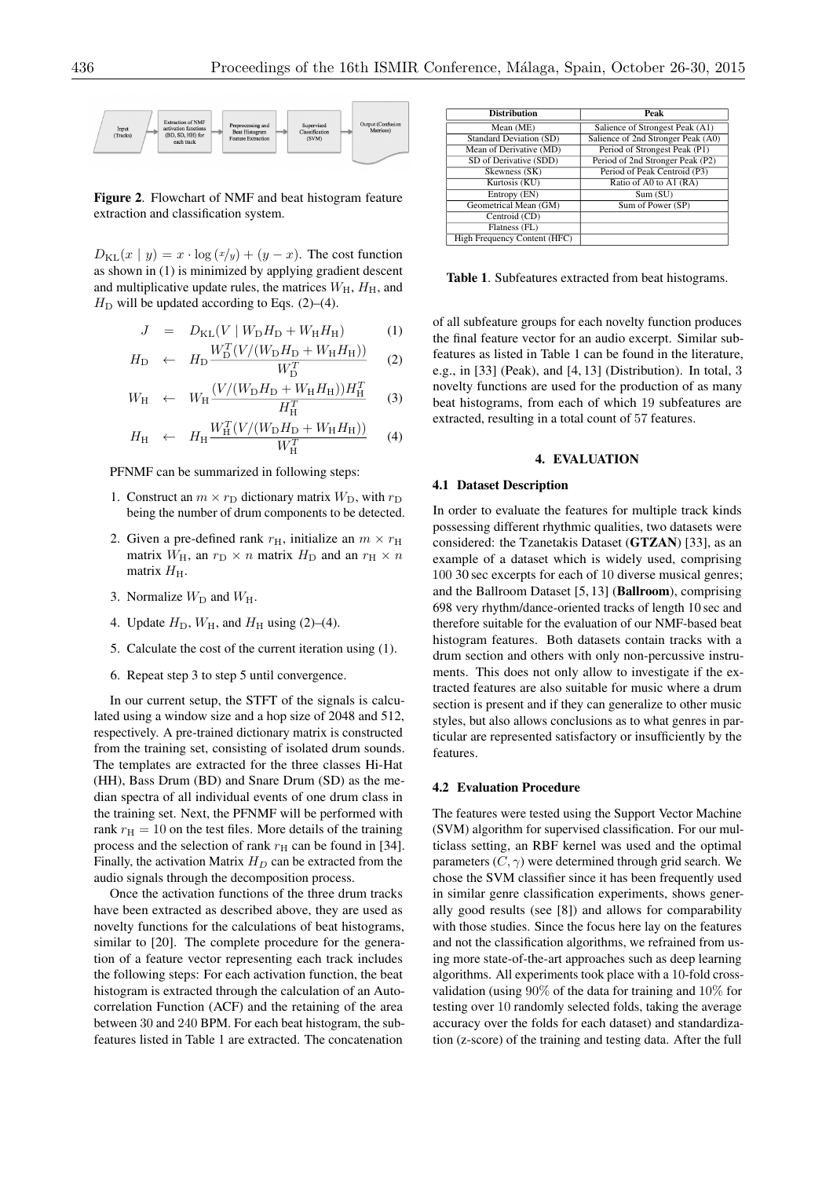Figure 2. Flowchart of NMF and beat histogram feature extraction and classification system.

$D_{\mathrm{KL}}(x \mid y) = x \cdot \log(x/y) + (y - x)$. The cost function as shown in (1) is minimized by applying gradient descent and multiplicative update rules, the matrices $W_{\mathrm{H}}$, $H_{\mathrm{H}}$, and $H_{\mathrm{D}}$ will be updated according to Eqs. (2)–(4).

$$J = D_{\mathrm{KL}}(V \mid W_{\mathrm{D}} H_{\mathrm{D}} + W_{\mathrm{H}} H_{\mathrm{H}}) \quad (1)$$

$$H_{\mathrm{D}} \leftarrow H_{\mathrm{D}} \frac{W_{\mathrm{D}}^T (V/(W_{\mathrm{D}} H_{\mathrm{D}} + W_{\mathrm{H}} H_{\mathrm{H}}))}{W_{\mathrm{D}}^T} \quad (2)$$

$$W_{\mathrm{H}} \leftarrow W_{\mathrm{H}} \frac{(V/(W_{\mathrm{D}} H_{\mathrm{D}} + W_{\mathrm{H}} H_{\mathrm{H}})) H_{\mathrm{H}}^T}{H_{\mathrm{H}}^T} \quad (3)$$

$$H_{\mathrm{H}} \leftarrow H_{\mathrm{H}} \frac{W_{\mathrm{H}}^T (V/(W_{\mathrm{D}} H_{\mathrm{D}} + W_{\mathrm{H}} H_{\mathrm{H}}))}{W_{\mathrm{H}}^T} \quad (4)$$

PFNMF can be summarized in following steps:

1. Construct an $m \times r_{\mathrm{D}}$ dictionary matrix $W_{\mathrm{D}}$, with $r_{\mathrm{D}}$ being the number of drum components to be detected.
2. Given a pre-defined rank $r_{\mathrm{H}}$, initialize an $m \times r_{\mathrm{H}}$ matrix $W_{\mathrm{H}}$, an $r_{\mathrm{D}} \times n$ matrix $H_{\mathrm{D}}$ and an $r_{\mathrm{H}} \times n$ matrix $H_{\mathrm{H}}$.
3. Normalize $W_{\mathrm{D}}$ and $W_{\mathrm{H}}$.
4. Update $H_{\mathrm{D}}$, $W_{\mathrm{H}}$, and $H_{\mathrm{H}}$ using (2)–(4).
5. Calculate the cost of the current iteration using (1).
6. Repeat step 3 to step 5 until convergence.

In our current setup, the STFT of the signals is calculated using a window size and a hop size of 2048 and 512, respectively. A pre-trained dictionary matrix is constructed from the training set, consisting of isolated drum sounds. The templates are extracted for the three classes Hi-Hat (HH), Bass Drum (BD) and Snare Drum (SD) as the median spectra of all individual events of one drum class in the training set. Next, the PFNMF will be performed with rank $r_{\mathrm{H}} = 10$ on the test files. More details of the training process and the selection of rank $r_{\mathrm{H}}$ can be found in [34]. Finally, the activation Matrix $H_D$ can be extracted from the audio signals through the decomposition process.

Once the activation functions of the three drum tracks have been extracted as described above, they are used as novelty functions for the calculations of beat histograms, similar to [20]. The complete procedure for the generation of a feature vector representing each track includes the following steps: For each activation function, the beat histogram is extracted through the calculation of an Autocorrelation Function (ACF) and the retaining of the area between 30 and 240 BPM. For each beat histogram, the subfeatures listed in Table 1 are extracted. The concatenation of all subfeature groups for each novelty function produces the final feature vector for an audio excerpt. Similar subfeatures as listed in Table 1 can be found in the literature, e.g., in [33] (Peak), and [4, 13] (Distribution). In total, 3 novelty functions are used for the production of as many beat histograms, from each of which 19 subfeatures are extracted, resulting in a total count of 57 features.

| Distribution | Peak |
|---|---|
| Mean (ME) | Salience of Strongest Peak (A1) |
| Standard Deviation (SD) | Salience of 2nd Stronger Peak (A0) |
| Mean of Derivative (MD) | Period of Strongest Peak (P1) |
| SD of Derivative (SDD) | Period of 2nd Stronger Peak (P2) |
| Skewness (SK) | Period of Peak Centroid (P3) |
| Kurtosis (KU) | Ratio of A0 to A1 (RA) |
| Entropy (EN) | Sum (SU) |
| Geometrical Mean (GM) | Sum of Power (SP) |
| Centroid (CD) | |
| Flatness (FL) | |
| High Frequency Content (HFC) | |

Table 1. Subfeatures extracted from beat histograms.

## 4. EVALUATION

### 4.1 Dataset Description

In order to evaluate the features for multiple track kinds possessing different rhythmic qualities, two datasets were considered: the Tzanetakis Dataset (**GTZAN**) [33], as an example of a dataset which is widely used, comprising 100 30 sec excerpts for each of 10 diverse musical genres; and the Ballroom Dataset [5, 13] (**Ballroom**), comprising 698 very rhythm/dance-oriented tracks of length 10 sec and therefore suitable for the evaluation of our NMF-based beat histogram features. Both datasets contain tracks with a drum section and others with only non-percussive instruments. This does not only allow to investigate if the extracted features are also suitable for music where a drum section is present and if they can generalize to other music styles, but also allows conclusions as to what genres in particular are represented satisfactory or insufficiently by the features.

### 4.2 Evaluation Procedure

The features were tested using the Support Vector Machine (SVM) algorithm for supervised classification. For our multiclass setting, an RBF kernel was used and the optimal parameters $(C, \gamma)$ were determined through grid search. We chose the SVM classifier since it has been frequently used in similar genre classification experiments, shows generally good results (see [8]) and allows for comparability with those studies. Since the focus here lay on the features and not the classification algorithms, we refrained from using more state-of-the-art approaches such as deep learning algorithms. All experiments took place with a 10-fold cross-validation (using 90% of the data for training and 10% for testing over 10 randomly selected folds, taking the average accuracy over the folds for each dataset) and standardization (z-score) of the training and testing data. After the full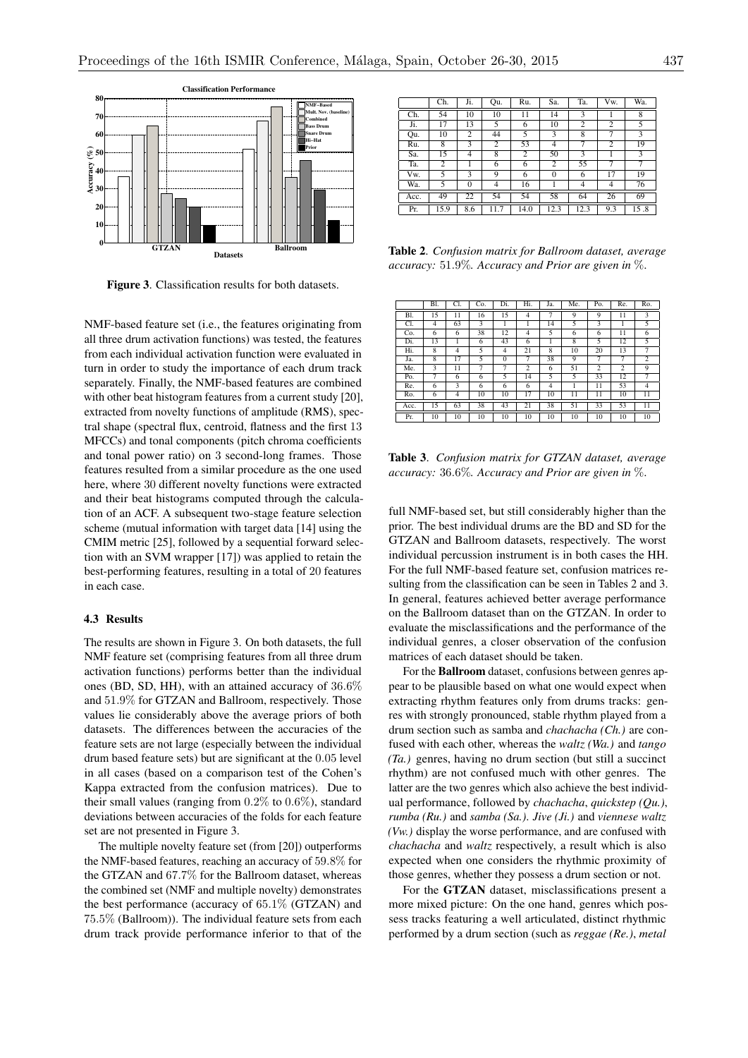Figure 3. Classification results for both datasets.

NMF-based feature set (i.e., the features originating from all three drum activation functions) was tested, the features from each individual activation function were evaluated in turn in order to study the importance of each drum track separately. Finally, the NMF-based features are combined with other beat histogram features from a current study [20], extracted from novelty functions of amplitude (RMS), spectral shape (spectral flux, centroid, flatness and the first 13 MFCCs) and tonal components (pitch chroma coefficients and tonal power ratio) on 3 second-long frames. Those features resulted from a similar procedure as the one used here, where 30 different novelty functions were extracted and their beat histograms computed through the calculation of an ACF. A subsequent two-stage feature selection scheme (mutual information with target data [14] using the CMIM metric [25], followed by a sequential forward selection with an SVM wrapper [17]) was applied to retain the best-performing features, resulting in a total of 20 features in each case.

### 4.3 Results

The results are shown in Figure 3. On both datasets, the full NMF feature set (comprising features from all three drum activation functions) performs better than the individual ones (BD, SD, HH), with an attained accuracy of $36.6\%$ and $51.9\%$ for GTZAN and Ballroom, respectively. Those values lie considerably above the average priors of both datasets. The differences between the accuracies of the feature sets are not large (especially between the individual drum based feature sets) but are significant at the $0.05$ level in all cases (based on a comparison test of the Cohen's Kappa extracted from the confusion matrices). Due to their small values (ranging from $0.2\%$ to $0.6\%$), standard deviations between accuracies of the folds for each feature set are not presented in Figure 3.

The multiple novelty feature set (from [20]) outperforms the NMF-based features, reaching an accuracy of $59.8\%$ for the GTZAN and $67.7\%$ for the Ballroom dataset, whereas the combined set (NMF and multiple novelty) demonstrates the best performance (accuracy of $65.1\%$ (GTZAN) and $75.5\%$ (Ballroom)). The individual feature sets from each drum track provide performance inferior to that of the full NMF-based set, but still considerably higher than the prior. The best individual drums are the BD and SD for the GTZAN and Ballroom datasets, respectively. The worst individual percussion instrument is in both cases the HH. For the full NMF-based feature set, confusion matrices resulting from the classification can be seen in Tables 2 and 3. In general, features achieved better average performance on the Ballroom dataset than on the GTZAN. In order to evaluate the misclassifications and the performance of the individual genres, a closer observation of the confusion matrices of each dataset should be taken.

|  | Ch. | Ji. | Qu. | Ru. | Sa. | Ta. | Vw. | Wa. |
|---|---|---|---|---|---|---|---|---|
| Ch. | 54 | 10 | 10 | 11 | 14 | 3 | 1 | 8 |
| Ji. | 17 | 13 | 5 | 6 | 10 | 2 | 2 | 5 |
| Qu. | 10 | 2 | 44 | 5 | 3 | 8 | 7 | 3 |
| Ru. | 8 | 3 | 2 | 53 | 4 | 7 | 2 | 19 |
| Sa. | 15 | 4 | 8 | 2 | 50 | 3 | 1 | 3 |
| Ta. | 2 | 1 | 6 | 6 | 2 | 55 | 7 | 7 |
| Vw. | 5 | 3 | 9 | 6 | 0 | 6 | 17 | 19 |
| Wa. | 5 | 0 | 4 | 16 | 1 | 4 | 4 | 76 |
| Acc. | 49 | 22 | 54 | 54 | 58 | 64 | 26 | 69 |
| Pr. | 15.9 | 8.6 | 11.7 | 14.0 | 12.3 | 12.3 | 9.3 | 15.8 |

**Table 2**. *Confusion matrix for Ballroom dataset, average accuracy: 51.9%. Accuracy and Prior are given in %.*

|  | Bl. | Cl. | Co. | Di. | Hi. | Ja. | Me. | Po. | Re. | Ro. |
|---|---|---|---|---|---|---|---|---|---|---|
| Bl. | 15 | 11 | 16 | 15 | 4 | 7 | 9 | 9 | 11 | 3 |
| Cl. | 4 | 63 | 3 | 1 | 1 | 14 | 5 | 3 | 1 | 5 |
| Co. | 6 | 6 | 38 | 12 | 4 | 5 | 6 | 6 | 11 | 6 |
| Di. | 13 | 1 | 6 | 43 | 6 | 1 | 8 | 5 | 12 | 5 |
| Hi. | 8 | 4 | 5 | 4 | 21 | 8 | 10 | 20 | 13 | 7 |
| Ja. | 8 | 17 | 5 | 0 | 7 | 38 | 9 | 7 | 7 | 2 |
| Me. | 3 | 11 | 7 | 7 | 2 | 6 | 51 | 2 | 2 | 9 |
| Po. | 7 | 6 | 6 | 5 | 14 | 5 | 5 | 33 | 12 | 7 |
| Re. | 6 | 3 | 6 | 6 | 6 | 4 | 1 | 11 | 53 | 4 |
| Ro. | 6 | 4 | 10 | 10 | 17 | 10 | 11 | 11 | 10 | 11 |
| Acc. | 15 | 63 | 38 | 43 | 21 | 38 | 51 | 33 | 53 | 11 |
| Pr. | 10 | 10 | 10 | 10 | 10 | 10 | 10 | 10 | 10 | 10 |

**Table 3**. *Confusion matrix for GTZAN dataset, average accuracy: 36.6%. Accuracy and Prior are given in %.*

For the **Ballroom** dataset, confusions between genres appear to be plausible based on what one would expect when extracting rhythm features only from drums tracks: genres with strongly pronounced, stable rhythm played from a drum section such as samba and *chachacha (Ch.)* are confused with each other, whereas the *waltz (Wa.)* and *tango (Ta.)* genres, having no drum section (but still a succinct rhythm) are not confused much with other genres. The latter are the two genres which also achieve the best individual performance, followed by *chachacha*, *quickstep (Qu.)*, *rumba (Ru.)* and *samba (Sa.)*. *Jive (Ji.)* and *viennese waltz (Vw.)* display the worse performance, and are confused with *chachacha* and *waltz* respectively, a result which is also expected when one considers the rhythmic proximity of those genres, whether they possess a drum section or not.

For the **GTZAN** dataset, misclassifications present a more mixed picture: On the one hand, genres which possess tracks featuring a well articulated, distinct rhythmic performed by a drum section (such as *reggae (Re.)*, *metal*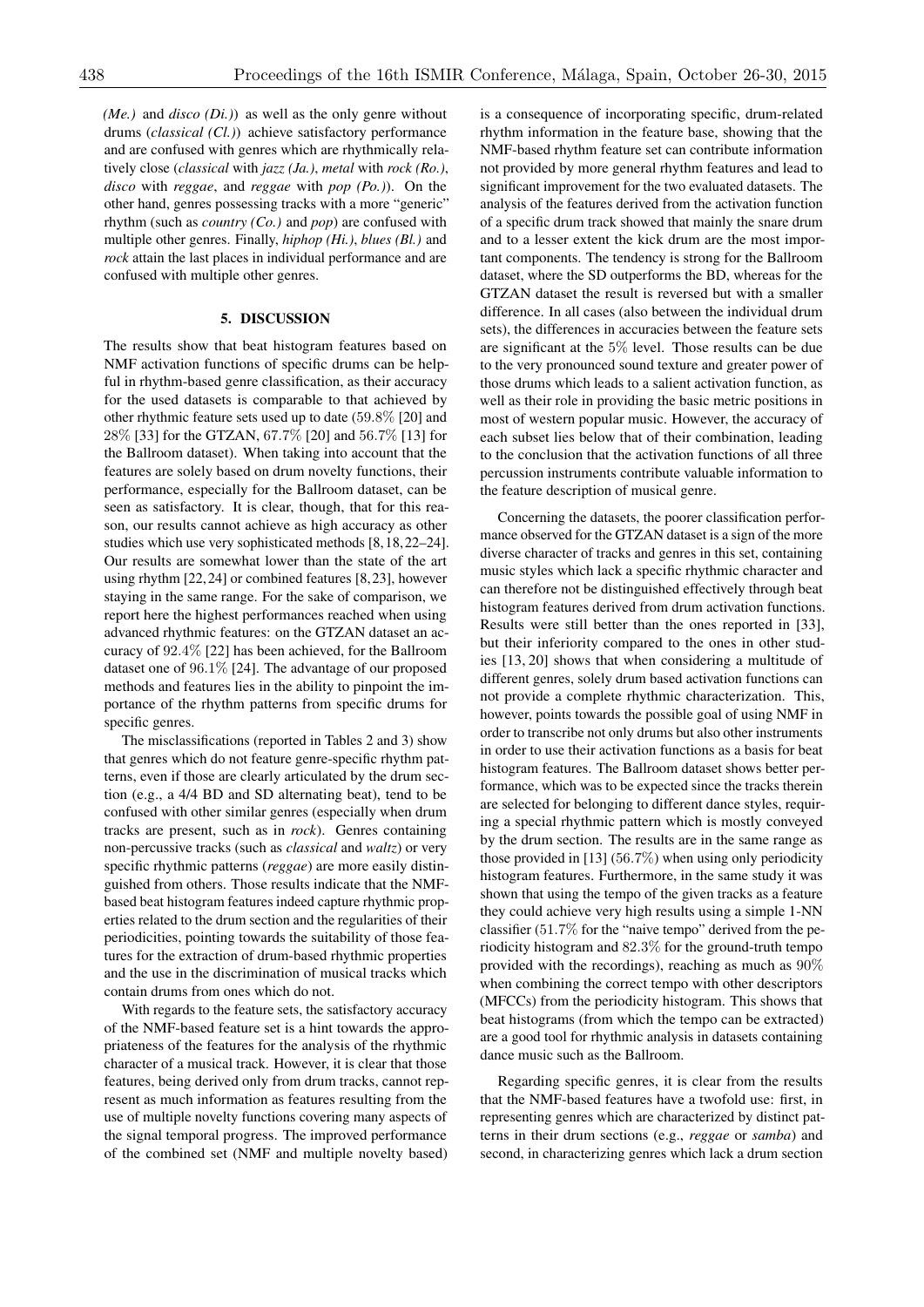*(Me.)* and *disco (Di.)*) as well as the only genre without drums (*classical (Cl.)*) achieve satisfactory performance and are confused with genres which are rhythmically relatively close (*classical* with *jazz (Ja.)*, *metal* with *rock (Ro.)*, *disco* with *reggae*, and *reggae* with *pop (Po.)*). On the other hand, genres possessing tracks with a more "generic" rhythm (such as *country (Co.)* and *pop*) are confused with multiple other genres. Finally, *hiphop (Hi.)*, *blues (Bl.)* and *rock* attain the last places in individual performance and are confused with multiple other genres.

## 5. DISCUSSION

The results show that beat histogram features based on NMF activation functions of specific drums can be helpful in rhythm-based genre classification, as their accuracy for the used datasets is comparable to that achieved by other rhythmic feature sets used up to date ($59.8\%$ [20] and $28\%$ [33] for the GTZAN, $67.7\%$ [20] and $56.7\%$ [13] for the Ballroom dataset). When taking into account that the features are solely based on drum novelty functions, their performance, especially for the Ballroom dataset, can be seen as satisfactory. It is clear, though, that for this reason, our results cannot achieve as high accuracy as other studies which use very sophisticated methods [8, 18, 22–24]. Our results are somewhat lower than the state of the art using rhythm [22, 24] or combined features [8, 23], however staying in the same range. For the sake of comparison, we report here the highest performances reached when using advanced rhythmic features: on the GTZAN dataset an accuracy of $92.4\%$ [22] has been achieved, for the Ballroom dataset one of $96.1\%$ [24]. The advantage of our proposed methods and features lies in the ability to pinpoint the importance of the rhythm patterns from specific drums for specific genres.

The misclassifications (reported in Tables 2 and 3) show that genres which do not feature genre-specific rhythm patterns, even if those are clearly articulated by the drum section (e.g., a 4/4 BD and SD alternating beat), tend to be confused with other similar genres (especially when drum tracks are present, such as in *rock*). Genres containing non-percussive tracks (such as *classical* and *waltz*) or very specific rhythmic patterns (*reggae*) are more easily distinguished from others. Those results indicate that the NMF-based beat histogram features indeed capture rhythmic properties related to the drum section and the regularities of their periodicities, pointing towards the suitability of those features for the extraction of drum-based rhythmic properties and the use in the discrimination of musical tracks which contain drums from ones which do not.

With regards to the feature sets, the satisfactory accuracy of the NMF-based feature set is a hint towards the appropriateness of the features for the analysis of the rhythmic character of a musical track. However, it is clear that those features, being derived only from drum tracks, cannot represent as much information as features resulting from the use of multiple novelty functions covering many aspects of the signal temporal progress. The improved performance of the combined set (NMF and multiple novelty based) is a consequence of incorporating specific, drum-related rhythm information in the feature base, showing that the NMF-based rhythm feature set can contribute information not provided by more general rhythm features and lead to significant improvement for the two evaluated datasets. The analysis of the features derived from the activation function of a specific drum track showed that mainly the snare drum and to a lesser extent the kick drum are the most important components. The tendency is strong for the Ballroom dataset, where the SD outperforms the BD, whereas for the GTZAN dataset the result is reversed but with a smaller difference. In all cases (also between the individual drum sets), the differences in accuracies between the feature sets are significant at the $5\%$ level. Those results can be due to the very pronounced sound texture and greater power of those drums which leads to a salient activation function, as well as their role in providing the basic metric positions in most of western popular music. However, the accuracy of each subset lies below that of their combination, leading to the conclusion that the activation functions of all three percussion instruments contribute valuable information to the feature description of musical genre.

Concerning the datasets, the poorer classification performance observed for the GTZAN dataset is a sign of the more diverse character of tracks and genres in this set, containing music styles which lack a specific rhythmic character and can therefore not be distinguished effectively through beat histogram features derived from drum activation functions. Results were still better than the ones reported in [33], but their inferiority compared to the ones in other studies [13, 20] shows that when considering a multitude of different genres, solely drum based activation functions can not provide a complete rhythmic characterization. This, however, points towards the possible goal of using NMF in order to transcribe not only drums but also other instruments in order to use their activation functions as a basis for beat histogram features. The Ballroom dataset shows better performance, which was to be expected since the tracks therein are selected for belonging to different dance styles, requiring a special rhythmic pattern which is mostly conveyed by the drum section. The results are in the same range as those provided in [13] ($56.7\%$) when using only periodicity histogram features. Furthermore, in the same study it was shown that using the tempo of the given tracks as a feature they could achieve very high results using a simple 1-NN classifier ($51.7\%$ for the "naive tempo" derived from the periodicity histogram and $82.3\%$ for the ground-truth tempo provided with the recordings), reaching as much as $90\%$ when combining the correct tempo with other descriptors (MFCCs) from the periodicity histogram. This shows that beat histograms (from which the tempo can be extracted) are a good tool for rhythmic analysis in datasets containing dance music such as the Ballroom.

Regarding specific genres, it is clear from the results that the NMF-based features have a twofold use: first, in representing genres which are characterized by distinct patterns in their drum sections (e.g., *reggae* or *samba*) and second, in characterizing genres which lack a drum section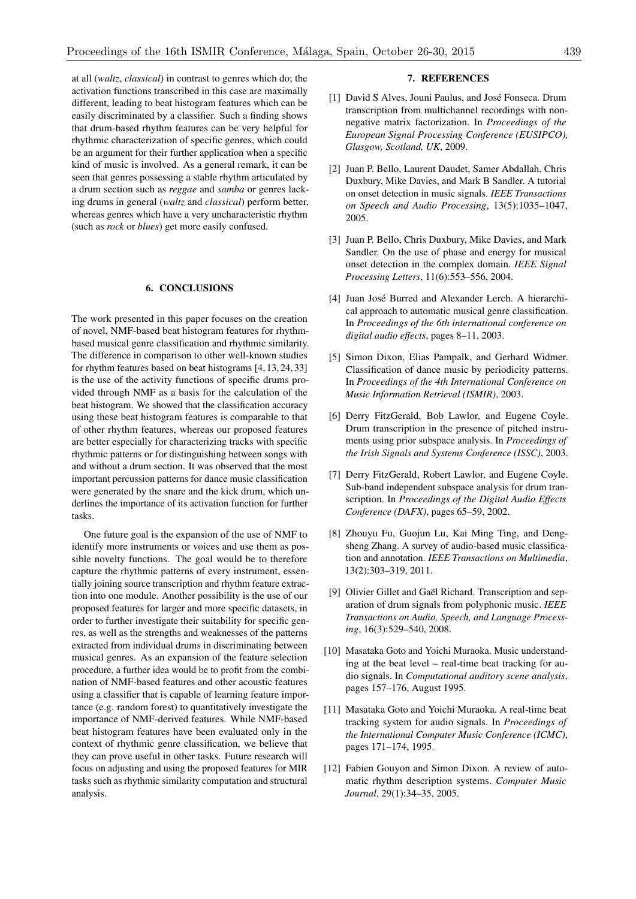at all (*waltz*, *classical*) in contrast to genres which do; the activation functions transcribed in this case are maximally different, leading to beat histogram features which can be easily discriminated by a classifier. Such a finding shows that drum-based rhythm features can be very helpful for rhythmic characterization of specific genres, which could be an argument for their further application when a specific kind of music is involved. As a general remark, it can be seen that genres possessing a stable rhythm articulated by a drum section such as *reggae* and *samba* or genres lacking drums in general (*waltz* and *classical*) perform better, whereas genres which have a very uncharacteristic rhythm (such as *rock* or *blues*) get more easily confused.

## 6. CONCLUSIONS

The work presented in this paper focuses on the creation of novel, NMF-based beat histogram features for rhythm-based musical genre classification and rhythmic similarity. The difference in comparison to other well-known studies for rhythm features based on beat histograms [4, 13, 24, 33] is the use of the activity functions of specific drums provided through NMF as a basis for the calculation of the beat histogram. We showed that the classification accuracy using these beat histogram features is comparable to that of other rhythm features, whereas our proposed features are better especially for characterizing tracks with specific rhythmic patterns or for distinguishing between songs with and without a drum section. It was observed that the most important percussion patterns for dance music classification were generated by the snare and the kick drum, which underlines the importance of its activation function for further tasks.

One future goal is the expansion of the use of NMF to identify more instruments or voices and use them as possible novelty functions. The goal would be to therefore capture the rhythmic patterns of every instrument, essentially joining source transcription and rhythm feature extraction into one module. Another possibility is the use of our proposed features for larger and more specific datasets, in order to further investigate their suitability for specific genres, as well as the strengths and weaknesses of the patterns extracted from individual drums in discriminating between musical genres. As an expansion of the feature selection procedure, a further idea would be to profit from the combination of NMF-based features and other acoustic features using a classifier that is capable of learning feature importance (e.g. random forest) to quantitatively investigate the importance of NMF-derived features. While NMF-based beat histogram features have been evaluated only in the context of rhythmic genre classification, we believe that they can prove useful in other tasks. Future research will focus on adjusting and using the proposed features for MIR tasks such as rhythmic similarity computation and structural analysis.

## 7. REFERENCES

[1] David S Alves, Jouni Paulus, and José Fonseca. Drum transcription from multichannel recordings with non-negative matrix factorization. In *Proceedings of the European Signal Processing Conference (EUSIPCO), Glasgow, Scotland, UK*, 2009.

[2] Juan P. Bello, Laurent Daudet, Samer Abdallah, Chris Duxbury, Mike Davies, and Mark B Sandler. A tutorial on onset detection in music signals. *IEEE Transactions on Speech and Audio Processing*, 13(5):1035–1047, 2005.

[3] Juan P. Bello, Chris Duxbury, Mike Davies, and Mark Sandler. On the use of phase and energy for musical onset detection in the complex domain. *IEEE Signal Processing Letters*, 11(6):553–556, 2004.

[4] Juan José Burred and Alexander Lerch. A hierarchical approach to automatic musical genre classification. In *Proceedings of the 6th international conference on digital audio effects*, pages 8–11, 2003.

[5] Simon Dixon, Elias Pampalk, and Gerhard Widmer. Classification of dance music by periodicity patterns. In *Proceedings of the 4th International Conference on Music Information Retrieval (ISMIR)*, 2003.

[6] Derry FitzGerald, Bob Lawlor, and Eugene Coyle. Drum transcription in the presence of pitched instruments using prior subspace analysis. In *Proceedings of the Irish Signals and Systems Conference (ISSC)*, 2003.

[7] Derry FitzGerald, Robert Lawlor, and Eugene Coyle. Sub-band independent subspace analysis for drum transcription. In *Proceedings of the Digital Audio Effects Conference (DAFX)*, pages 65–59, 2002.

[8] Zhouyu Fu, Guojun Lu, Kai Ming Ting, and Dengsheng Zhang. A survey of audio-based music classification and annotation. *IEEE Transactions on Multimedia*, 13(2):303–319, 2011.

[9] Olivier Gillet and Gaël Richard. Transcription and separation of drum signals from polyphonic music. *IEEE Transactions on Audio, Speech, and Language Processing*, 16(3):529–540, 2008.

[10] Masataka Goto and Yoichi Muraoka. Music understanding at the beat level – real-time beat tracking for audio signals. In *Computational auditory scene analysis*, pages 157–176, August 1995.

[11] Masataka Goto and Yoichi Muraoka. A real-time beat tracking system for audio signals. In *Proceedings of the International Computer Music Conference (ICMC)*, pages 171–174, 1995.

[12] Fabien Gouyon and Simon Dixon. A review of automatic rhythm description systems. *Computer Music Journal*, 29(1):34–35, 2005.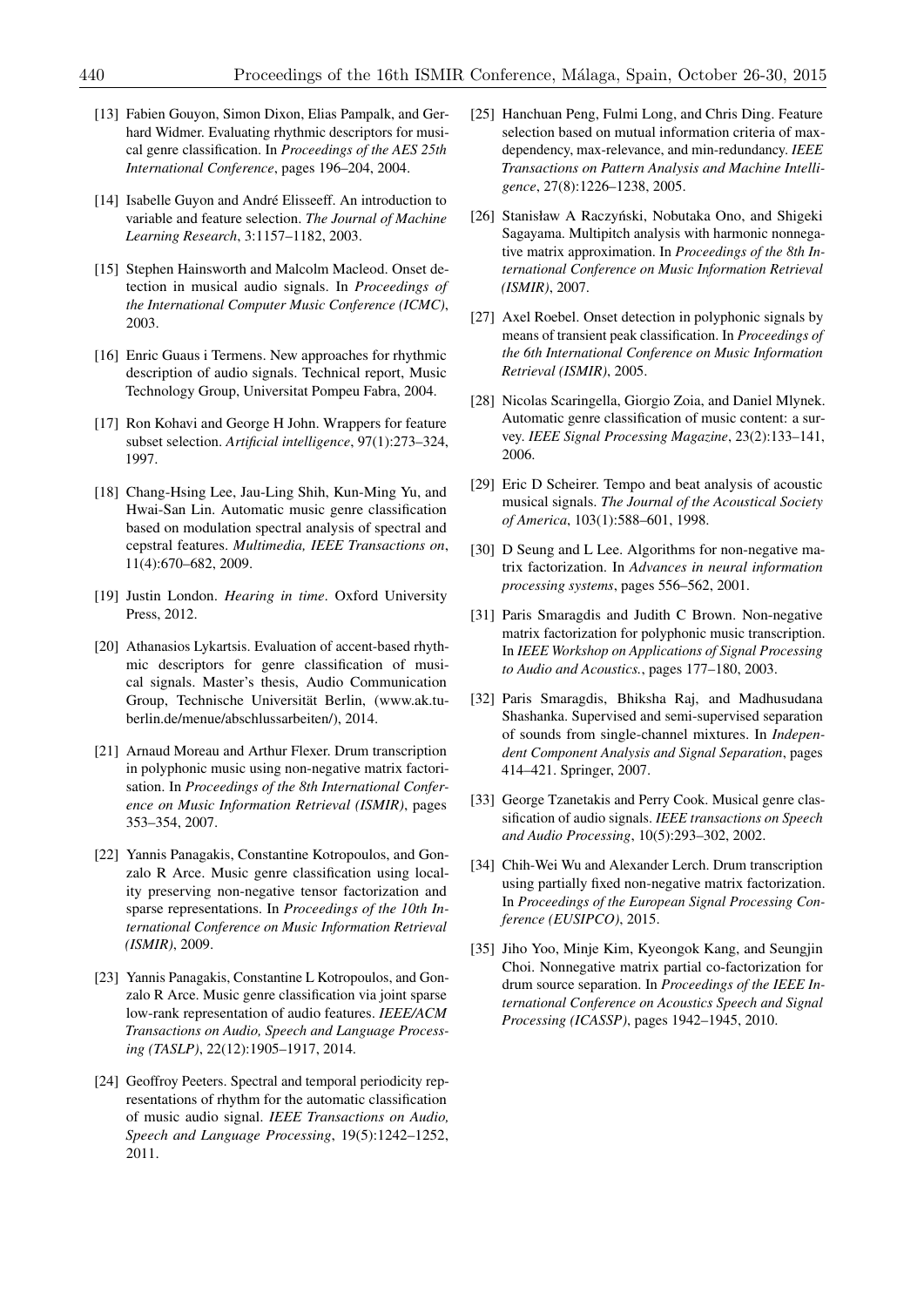[13] Fabien Gouyon, Simon Dixon, Elias Pampalk, and Gerhard Widmer. Evaluating rhythmic descriptors for musical genre classification. In *Proceedings of the AES 25th International Conference*, pages 196–204, 2004.

[14] Isabelle Guyon and André Elisseeff. An introduction to variable and feature selection. *The Journal of Machine Learning Research*, 3:1157–1182, 2003.

[15] Stephen Hainsworth and Malcolm Macleod. Onset detection in musical audio signals. In *Proceedings of the International Computer Music Conference (ICMC)*, 2003.

[16] Enric Guaus i Termens. New approaches for rhythmic description of audio signals. Technical report, Music Technology Group, Universitat Pompeu Fabra, 2004.

[17] Ron Kohavi and George H John. Wrappers for feature subset selection. *Artificial intelligence*, 97(1):273–324, 1997.

[18] Chang-Hsing Lee, Jau-Ling Shih, Kun-Ming Yu, and Hwai-San Lin. Automatic music genre classification based on modulation spectral analysis of spectral and cepstral features. *Multimedia, IEEE Transactions on*, 11(4):670–682, 2009.

[19] Justin London. *Hearing in time*. Oxford University Press, 2012.

[20] Athanasios Lykartsis. Evaluation of accent-based rhythmic descriptors for genre classification of musical signals. Master's thesis, Audio Communication Group, Technische Universität Berlin, (www.ak.tu-berlin.de/menue/abschlussarbeiten/), 2014.

[21] Arnaud Moreau and Arthur Flexer. Drum transcription in polyphonic music using non-negative matrix factorisation. In *Proceedings of the 8th International Conference on Music Information Retrieval (ISMIR)*, pages 353–354, 2007.

[22] Yannis Panagakis, Constantine Kotropoulos, and Gonzalo R Arce. Music genre classification using locality preserving non-negative tensor factorization and sparse representations. In *Proceedings of the 10th International Conference on Music Information Retrieval (ISMIR)*, 2009.

[23] Yannis Panagakis, Constantine L Kotropoulos, and Gonzalo R Arce. Music genre classification via joint sparse low-rank representation of audio features. *IEEE/ACM Transactions on Audio, Speech and Language Processing (TASLP)*, 22(12):1905–1917, 2014.

[24] Geoffroy Peeters. Spectral and temporal periodicity representations of rhythm for the automatic classification of music audio signal. *IEEE Transactions on Audio, Speech and Language Processing*, 19(5):1242–1252, 2011.

[25] Hanchuan Peng, Fulmi Long, and Chris Ding. Feature selection based on mutual information criteria of max-dependency, max-relevance, and min-redundancy. *IEEE Transactions on Pattern Analysis and Machine Intelligence*, 27(8):1226–1238, 2005.

[26] Stanisław A Raczyński, Nobutaka Ono, and Shigeki Sagayama. Multipitch analysis with harmonic nonnegative matrix approximation. In *Proceedings of the 8th International Conference on Music Information Retrieval (ISMIR)*, 2007.

[27] Axel Roebel. Onset detection in polyphonic signals by means of transient peak classification. In *Proceedings of the 6th International Conference on Music Information Retrieval (ISMIR)*, 2005.

[28] Nicolas Scaringella, Giorgio Zoia, and Daniel Mlynek. Automatic genre classification of music content: a survey. *IEEE Signal Processing Magazine*, 23(2):133–141, 2006.

[29] Eric D Scheirer. Tempo and beat analysis of acoustic musical signals. *The Journal of the Acoustical Society of America*, 103(1):588–601, 1998.

[30] D Seung and L Lee. Algorithms for non-negative matrix factorization. In *Advances in neural information processing systems*, pages 556–562, 2001.

[31] Paris Smaragdis and Judith C Brown. Non-negative matrix factorization for polyphonic music transcription. In *IEEE Workshop on Applications of Signal Processing to Audio and Acoustics.*, pages 177–180, 2003.

[32] Paris Smaragdis, Bhiksha Raj, and Madhusudana Shashanka. Supervised and semi-supervised separation of sounds from single-channel mixtures. In *Independent Component Analysis and Signal Separation*, pages 414–421. Springer, 2007.

[33] George Tzanetakis and Perry Cook. Musical genre classification of audio signals. *IEEE transactions on Speech and Audio Processing*, 10(5):293–302, 2002.

[34] Chih-Wei Wu and Alexander Lerch. Drum transcription using partially fixed non-negative matrix factorization. In *Proceedings of the European Signal Processing Conference (EUSIPCO)*, 2015.

[35] Jiho Yoo, Minje Kim, Kyeongok Kang, and Seungjin Choi. Nonnegative matrix partial co-factorization for drum source separation. In *Proceedings of the IEEE International Conference on Acoustics Speech and Signal Processing (ICASSP)*, pages 1942–1945, 2010.